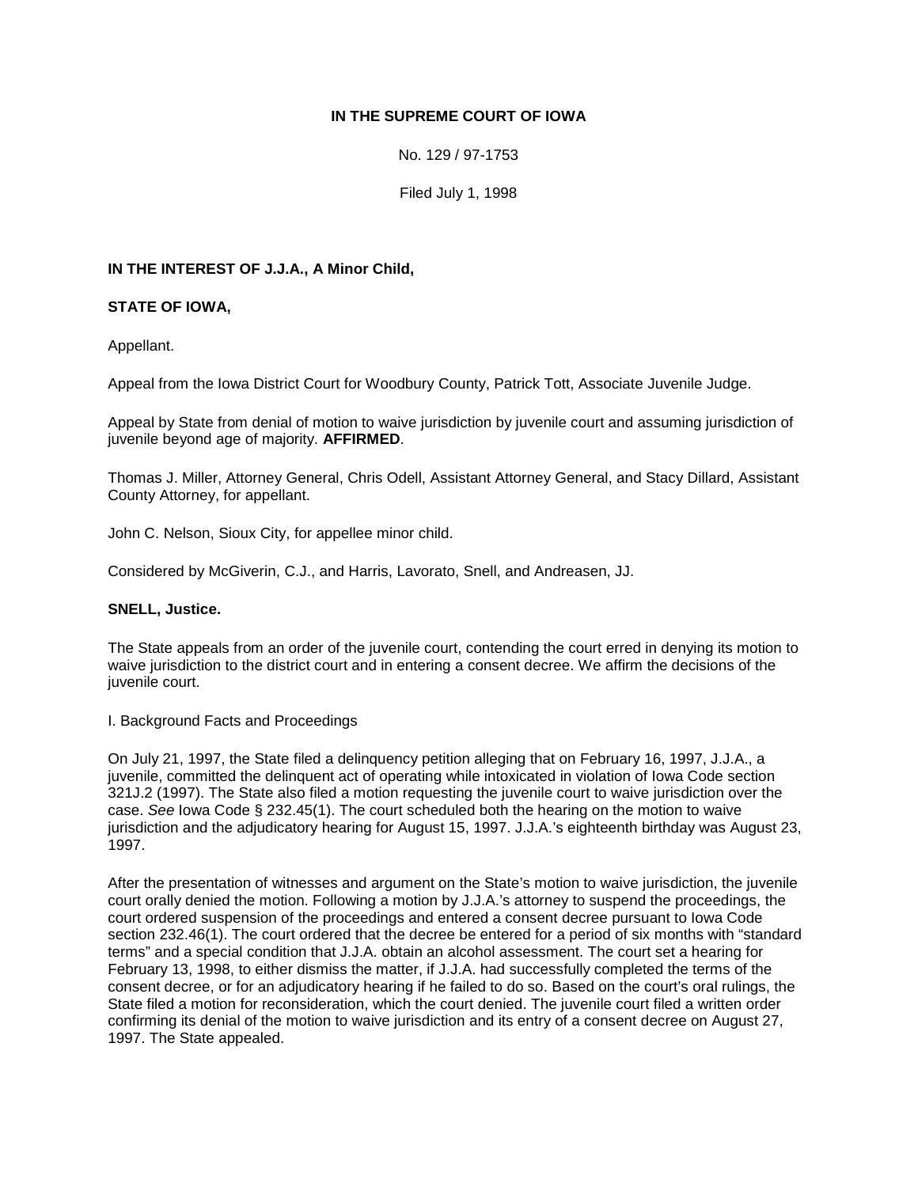**IN THE SUPREME COURT OF IOWA**

No. 129 / 97-1753

Filed July 1, 1998

**IN THE INTEREST OF J.J.A., A Minor Child,**

**STATE OF IOWA,**

Appellant.

Appeal from the Iowa District Court for Woodbury County, Patrick Tott, Associate Juvenile Judge.

Appeal by State from denial of motion to waive jurisdiction by juvenile court and assuming jurisdiction of juvenile beyond age of majority. **AFFIRMED**.

Thomas J. Miller, Attorney General, Chris Odell, Assistant Attorney General, and Stacy Dillard, Assistant County Attorney, for appellant.

John C. Nelson, Sioux City, for appellee minor child.

Considered by McGiverin, C.J., and Harris, Lavorato, Snell, and Andreasen, JJ.

**SNELL, Justice.**

The State appeals from an order of the juvenile court, contending the court erred in denying its motion to waive jurisdiction to the district court and in entering a consent decree. We affirm the decisions of the juvenile court.

I. Background Facts and Proceedings

On July 21, 1997, the State filed a delinquency petition alleging that on February 16, 1997, J.J.A., a juvenile, committed the delinquent act of operating while intoxicated in violation of Iowa Code section 321J.2 (1997). The State also filed a motion requesting the juvenile court to waive jurisdiction over the case. *See* Iowa Code § 232.45(1). The court scheduled both the hearing on the motion to waive jurisdiction and the adjudicatory hearing for August 15, 1997. J.J.A.'s eighteenth birthday was August 23, 1997.

After the presentation of witnesses and argument on the State's motion to waive jurisdiction, the juvenile court orally denied the motion. Following a motion by J.J.A.'s attorney to suspend the proceedings, the court ordered suspension of the proceedings and entered a consent decree pursuant to Iowa Code section 232.46(1). The court ordered that the decree be entered for a period of six months with "standard terms" and a special condition that J.J.A. obtain an alcohol assessment. The court set a hearing for February 13, 1998, to either dismiss the matter, if J.J.A. had successfully completed the terms of the consent decree, or for an adjudicatory hearing if he failed to do so. Based on the court's oral rulings, the State filed a motion for reconsideration, which the court denied. The juvenile court filed a written order confirming its denial of the motion to waive jurisdiction and its entry of a consent decree on August 27, 1997. The State appealed.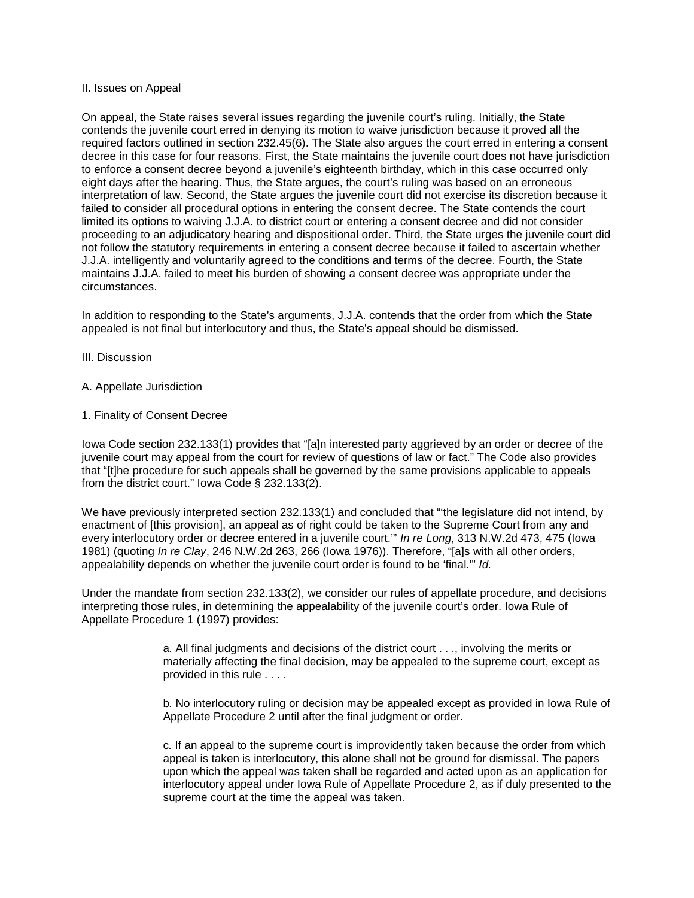II. Issues on Appeal

On appeal, the State raises several issues regarding the juvenile court's ruling. Initially, the State contends the juvenile court erred in denying its motion to waive jurisdiction because it proved all the required factors outlined in section 232.45(6). The State also argues the court erred in entering a consent decree in this case for four reasons. First, the State maintains the juvenile court does not have jurisdiction to enforce a consent decree beyond a juvenile's eighteenth birthday, which in this case occurred only eight days after the hearing. Thus, the State argues, the court's ruling was based on an erroneous interpretation of law. Second, the State argues the juvenile court did not exercise its discretion because it failed to consider all procedural options in entering the consent decree. The State contends the court limited its options to waiving J.J.A. to district court or entering a consent decree and did not consider proceeding to an adjudicatory hearing and dispositional order. Third, the State urges the juvenile court did not follow the statutory requirements in entering a consent decree because it failed to ascertain whether J.J.A. intelligently and voluntarily agreed to the conditions and terms of the decree. Fourth, the State maintains J.J.A. failed to meet his burden of showing a consent decree was appropriate under the circumstances.

In addition to responding to the State's arguments, J.J.A. contends that the order from which the State appealed is not final but interlocutory and thus, the State's appeal should be dismissed.

III. Discussion

A. Appellate Jurisdiction

1. Finality of Consent Decree

Iowa Code section 232.133(1) provides that "[a]n interested party aggrieved by an order or decree of the juvenile court may appeal from the court for review of questions of law or fact." The Code also provides that "[t]he procedure for such appeals shall be governed by the same provisions applicable to appeals from the district court." Iowa Code § 232.133(2).

We have previously interpreted section 232.133(1) and concluded that "'the legislature did not intend, by enactment of [this provision], an appeal as of right could be taken to the Supreme Court from any and every interlocutory order or decree entered in a juvenile court.'" *In re Long*, 313 N.W.2d 473, 475 (Iowa 1981) (quoting *In re Clay*, 246 N.W.2d 263, 266 (Iowa 1976)). Therefore, "[a]s with all other orders, appealability depends on whether the juvenile court order is found to be 'final.'" *Id.*

Under the mandate from section 232.133(2), we consider our rules of appellate procedure, and decisions interpreting those rules, in determining the appealability of the juvenile court's order. Iowa Rule of Appellate Procedure 1 (1997) provides:

> *a.* All final judgments and decisions of the district court . . ., involving the merits or materially affecting the final decision, may be appealed to the supreme court, except as provided in this rule . . . .
>
> *b.* No interlocutory ruling or decision may be appealed except as provided in Iowa Rule of Appellate Procedure 2 until after the final judgment or order.
>
> *c.* If an appeal to the supreme court is improvidently taken because the order from which appeal is taken is interlocutory, this alone shall not be ground for dismissal. The papers upon which the appeal was taken shall be regarded and acted upon as an application for interlocutory appeal under Iowa Rule of Appellate Procedure 2, as if duly presented to the supreme court at the time the appeal was taken.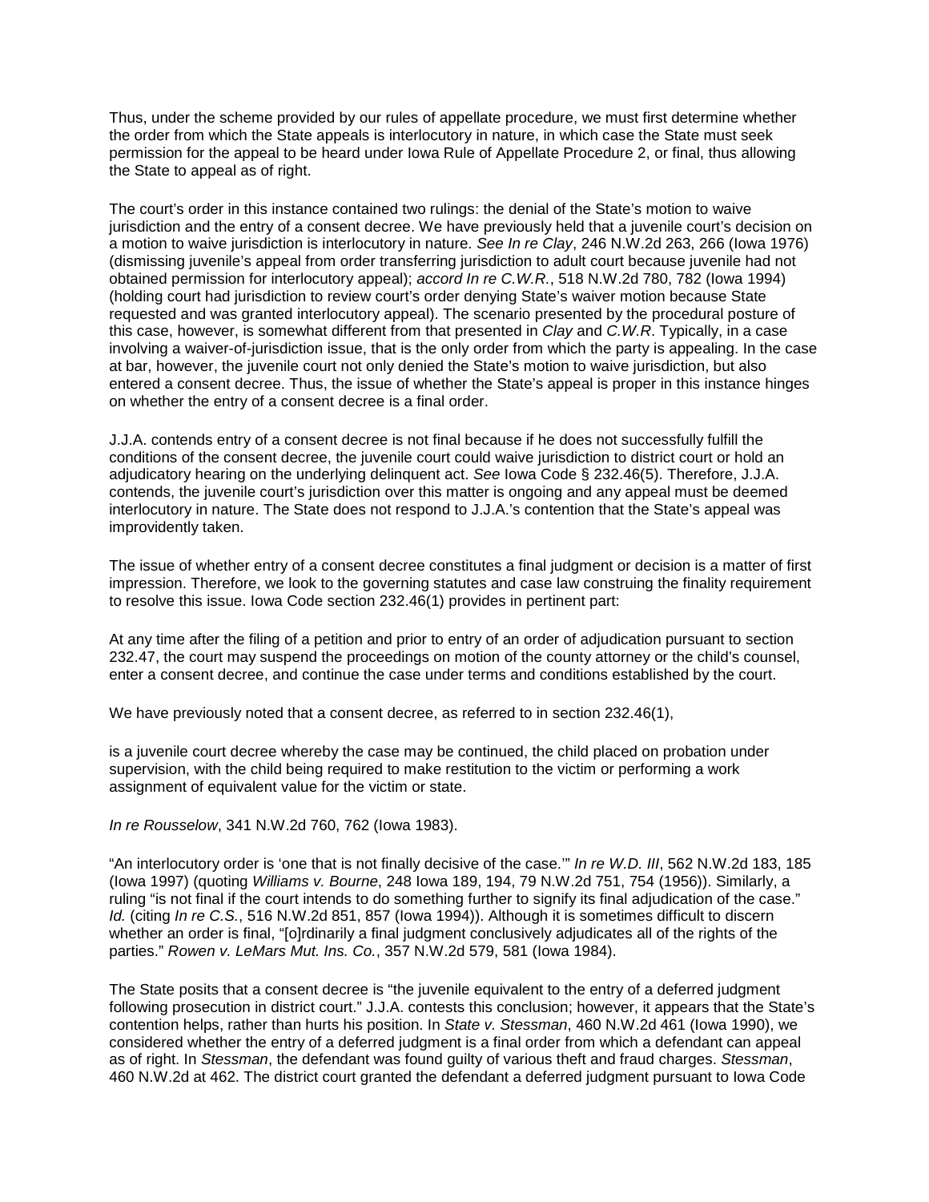Thus, under the scheme provided by our rules of appellate procedure, we must first determine whether the order from which the State appeals is interlocutory in nature, in which case the State must seek permission for the appeal to be heard under Iowa Rule of Appellate Procedure 2, or final, thus allowing the State to appeal as of right.

The court's order in this instance contained two rulings: the denial of the State's motion to waive jurisdiction and the entry of a consent decree. We have previously held that a juvenile court's decision on a motion to waive jurisdiction is interlocutory in nature. *See In re Clay*, 246 N.W.2d 263, 266 (Iowa 1976) (dismissing juvenile's appeal from order transferring jurisdiction to adult court because juvenile had not obtained permission for interlocutory appeal); *accord In re C.W.R.*, 518 N.W.2d 780, 782 (Iowa 1994) (holding court had jurisdiction to review court's order denying State's waiver motion because State requested and was granted interlocutory appeal). The scenario presented by the procedural posture of this case, however, is somewhat different from that presented in *Clay* and *C.W.R*. Typically, in a case involving a waiver-of-jurisdiction issue, that is the only order from which the party is appealing. In the case at bar, however, the juvenile court not only denied the State's motion to waive jurisdiction, but also entered a consent decree. Thus, the issue of whether the State's appeal is proper in this instance hinges on whether the entry of a consent decree is a final order.

J.J.A. contends entry of a consent decree is not final because if he does not successfully fulfill the conditions of the consent decree, the juvenile court could waive jurisdiction to district court or hold an adjudicatory hearing on the underlying delinquent act. *See* Iowa Code § 232.46(5). Therefore, J.J.A. contends, the juvenile court's jurisdiction over this matter is ongoing and any appeal must be deemed interlocutory in nature. The State does not respond to J.J.A.'s contention that the State's appeal was improvidently taken.

The issue of whether entry of a consent decree constitutes a final judgment or decision is a matter of first impression. Therefore, we look to the governing statutes and case law construing the finality requirement to resolve this issue. Iowa Code section 232.46(1) provides in pertinent part:

At any time after the filing of a petition and prior to entry of an order of adjudication pursuant to section 232.47, the court may suspend the proceedings on motion of the county attorney or the child's counsel, enter a consent decree, and continue the case under terms and conditions established by the court.

We have previously noted that a consent decree, as referred to in section 232.46(1),

is a juvenile court decree whereby the case may be continued, the child placed on probation under supervision, with the child being required to make restitution to the victim or performing a work assignment of equivalent value for the victim or state.

*In re Rousselow*, 341 N.W.2d 760, 762 (Iowa 1983).

"An interlocutory order is 'one that is not finally decisive of the case.'" *In re W.D. III*, 562 N.W.2d 183, 185 (Iowa 1997) (quoting *Williams v. Bourne*, 248 Iowa 189, 194, 79 N.W.2d 751, 754 (1956)). Similarly, a ruling "is not final if the court intends to do something further to signify its final adjudication of the case." *Id.* (citing *In re C.S.*, 516 N.W.2d 851, 857 (Iowa 1994)). Although it is sometimes difficult to discern whether an order is final, "[o]rdinarily a final judgment conclusively adjudicates all of the rights of the parties." *Rowen v. LeMars Mut. Ins. Co.*, 357 N.W.2d 579, 581 (Iowa 1984).

The State posits that a consent decree is "the juvenile equivalent to the entry of a deferred judgment following prosecution in district court." J.J.A. contests this conclusion; however, it appears that the State's contention helps, rather than hurts his position. In *State v. Stessman*, 460 N.W.2d 461 (Iowa 1990), we considered whether the entry of a deferred judgment is a final order from which a defendant can appeal as of right. In *Stessman*, the defendant was found guilty of various theft and fraud charges. *Stessman*, 460 N.W.2d at 462. The district court granted the defendant a deferred judgment pursuant to Iowa Code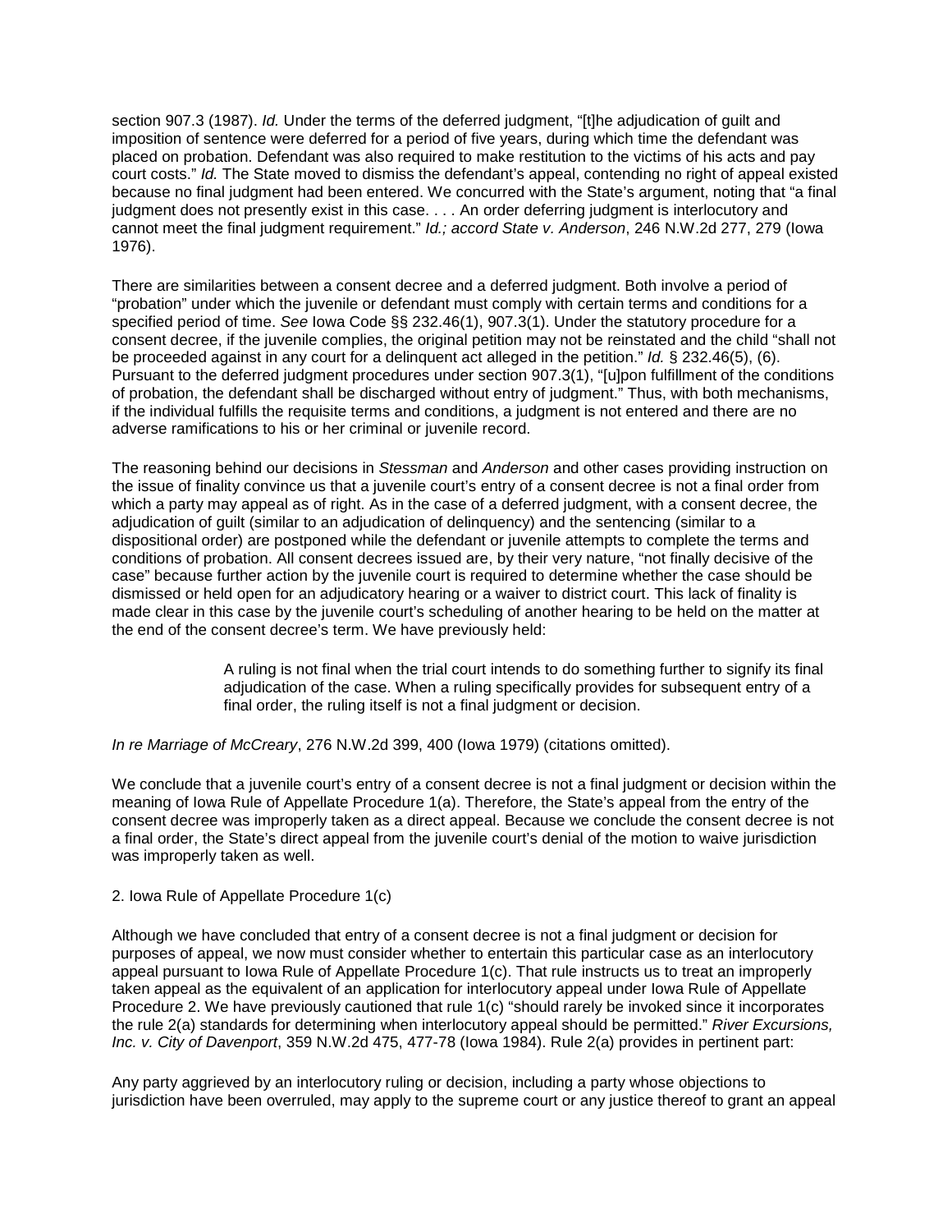section 907.3 (1987). *Id.* Under the terms of the deferred judgment, "[t]he adjudication of guilt and imposition of sentence were deferred for a period of five years, during which time the defendant was placed on probation. Defendant was also required to make restitution to the victims of his acts and pay court costs." *Id.* The State moved to dismiss the defendant's appeal, contending no right of appeal existed because no final judgment had been entered. We concurred with the State's argument, noting that "a final judgment does not presently exist in this case. . . . An order deferring judgment is interlocutory and cannot meet the final judgment requirement." *Id.; accord State v. Anderson*, 246 N.W.2d 277, 279 (Iowa 1976).

There are similarities between a consent decree and a deferred judgment. Both involve a period of "probation" under which the juvenile or defendant must comply with certain terms and conditions for a specified period of time. *See* Iowa Code §§ 232.46(1), 907.3(1). Under the statutory procedure for a consent decree, if the juvenile complies, the original petition may not be reinstated and the child "shall not be proceeded against in any court for a delinquent act alleged in the petition." *Id.* § 232.46(5), (6). Pursuant to the deferred judgment procedures under section 907.3(1), "[u]pon fulfillment of the conditions of probation, the defendant shall be discharged without entry of judgment." Thus, with both mechanisms, if the individual fulfills the requisite terms and conditions, a judgment is not entered and there are no adverse ramifications to his or her criminal or juvenile record.

The reasoning behind our decisions in *Stessman* and *Anderson* and other cases providing instruction on the issue of finality convince us that a juvenile court's entry of a consent decree is not a final order from which a party may appeal as of right. As in the case of a deferred judgment, with a consent decree, the adjudication of guilt (similar to an adjudication of delinquency) and the sentencing (similar to a dispositional order) are postponed while the defendant or juvenile attempts to complete the terms and conditions of probation. All consent decrees issued are, by their very nature, "not finally decisive of the case" because further action by the juvenile court is required to determine whether the case should be dismissed or held open for an adjudicatory hearing or a waiver to district court. This lack of finality is made clear in this case by the juvenile court's scheduling of another hearing to be held on the matter at the end of the consent decree's term. We have previously held:

> A ruling is not final when the trial court intends to do something further to signify its final adjudication of the case. When a ruling specifically provides for subsequent entry of a final order, the ruling itself is not a final judgment or decision.

*In re Marriage of McCreary*, 276 N.W.2d 399, 400 (Iowa 1979) (citations omitted).

We conclude that a juvenile court's entry of a consent decree is not a final judgment or decision within the meaning of Iowa Rule of Appellate Procedure 1(a). Therefore, the State's appeal from the entry of the consent decree was improperly taken as a direct appeal. Because we conclude the consent decree is not a final order, the State's direct appeal from the juvenile court's denial of the motion to waive jurisdiction was improperly taken as well.

2. Iowa Rule of Appellate Procedure 1(c)

Although we have concluded that entry of a consent decree is not a final judgment or decision for purposes of appeal, we now must consider whether to entertain this particular case as an interlocutory appeal pursuant to Iowa Rule of Appellate Procedure 1(c). That rule instructs us to treat an improperly taken appeal as the equivalent of an application for interlocutory appeal under Iowa Rule of Appellate Procedure 2. We have previously cautioned that rule 1(c) "should rarely be invoked since it incorporates the rule 2(a) standards for determining when interlocutory appeal should be permitted." *River Excursions, Inc. v. City of Davenport*, 359 N.W.2d 475, 477-78 (Iowa 1984). Rule 2(a) provides in pertinent part:

Any party aggrieved by an interlocutory ruling or decision, including a party whose objections to jurisdiction have been overruled, may apply to the supreme court or any justice thereof to grant an appeal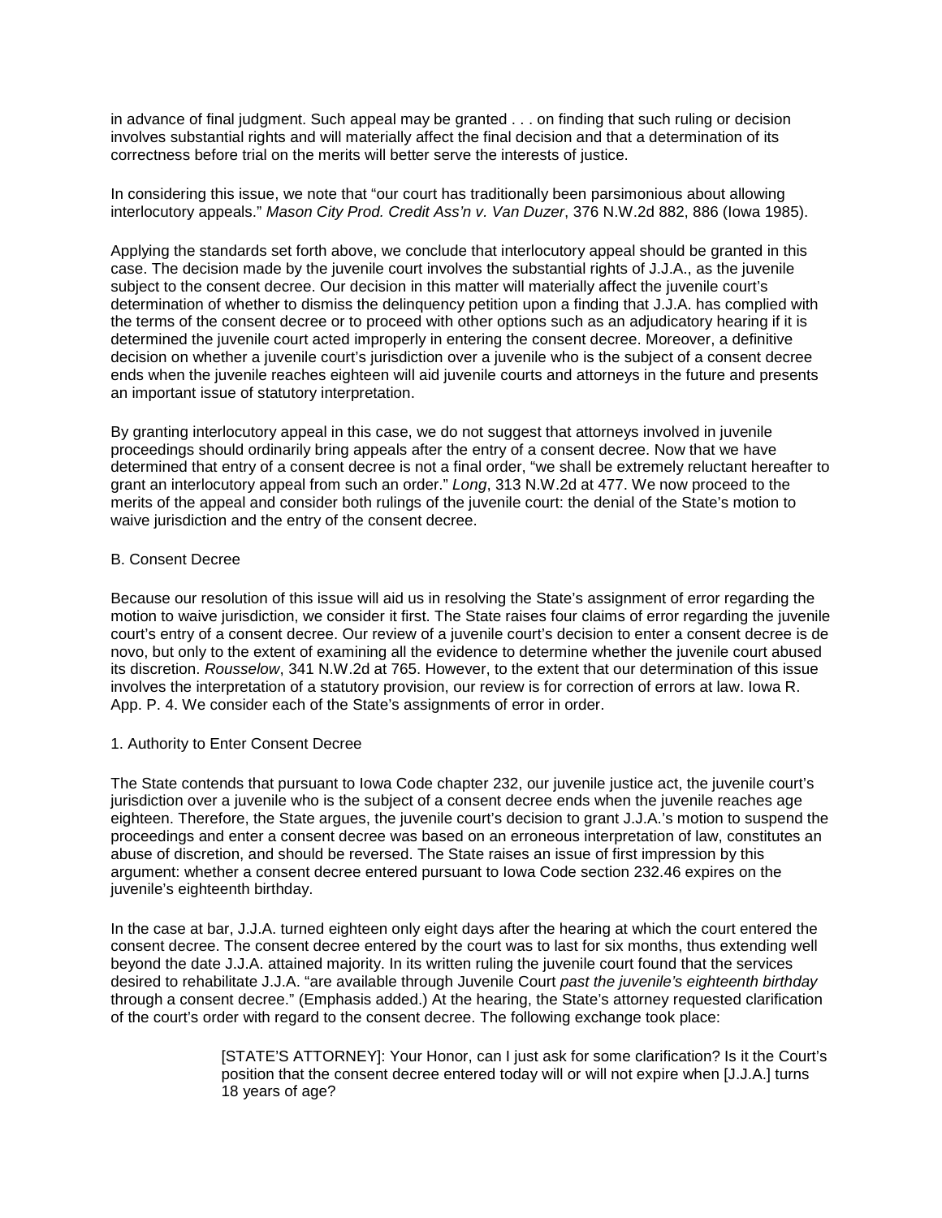in advance of final judgment. Such appeal may be granted . . . on finding that such ruling or decision involves substantial rights and will materially affect the final decision and that a determination of its correctness before trial on the merits will better serve the interests of justice.

In considering this issue, we note that "our court has traditionally been parsimonious about allowing interlocutory appeals." *Mason City Prod. Credit Ass'n v. Van Duzer*, 376 N.W.2d 882, 886 (Iowa 1985).

Applying the standards set forth above, we conclude that interlocutory appeal should be granted in this case. The decision made by the juvenile court involves the substantial rights of J.J.A., as the juvenile subject to the consent decree. Our decision in this matter will materially affect the juvenile court's determination of whether to dismiss the delinquency petition upon a finding that J.J.A. has complied with the terms of the consent decree or to proceed with other options such as an adjudicatory hearing if it is determined the juvenile court acted improperly in entering the consent decree. Moreover, a definitive decision on whether a juvenile court's jurisdiction over a juvenile who is the subject of a consent decree ends when the juvenile reaches eighteen will aid juvenile courts and attorneys in the future and presents an important issue of statutory interpretation.

By granting interlocutory appeal in this case, we do not suggest that attorneys involved in juvenile proceedings should ordinarily bring appeals after the entry of a consent decree. Now that we have determined that entry of a consent decree is not a final order, "we shall be extremely reluctant hereafter to grant an interlocutory appeal from such an order." *Long*, 313 N.W.2d at 477. We now proceed to the merits of the appeal and consider both rulings of the juvenile court: the denial of the State's motion to waive jurisdiction and the entry of the consent decree.

B. Consent Decree

Because our resolution of this issue will aid us in resolving the State's assignment of error regarding the motion to waive jurisdiction, we consider it first. The State raises four claims of error regarding the juvenile court's entry of a consent decree. Our review of a juvenile court's decision to enter a consent decree is de novo, but only to the extent of examining all the evidence to determine whether the juvenile court abused its discretion. *Rousselow*, 341 N.W.2d at 765. However, to the extent that our determination of this issue involves the interpretation of a statutory provision, our review is for correction of errors at law. Iowa R. App. P. 4. We consider each of the State's assignments of error in order.

1. Authority to Enter Consent Decree

The State contends that pursuant to Iowa Code chapter 232, our juvenile justice act, the juvenile court's jurisdiction over a juvenile who is the subject of a consent decree ends when the juvenile reaches age eighteen. Therefore, the State argues, the juvenile court's decision to grant J.J.A.'s motion to suspend the proceedings and enter a consent decree was based on an erroneous interpretation of law, constitutes an abuse of discretion, and should be reversed. The State raises an issue of first impression by this argument: whether a consent decree entered pursuant to Iowa Code section 232.46 expires on the juvenile's eighteenth birthday.

In the case at bar, J.J.A. turned eighteen only eight days after the hearing at which the court entered the consent decree. The consent decree entered by the court was to last for six months, thus extending well beyond the date J.J.A. attained majority. In its written ruling the juvenile court found that the services desired to rehabilitate J.J.A. "are available through Juvenile Court *past the juvenile's eighteenth birthday* through a consent decree." (Emphasis added.) At the hearing, the State's attorney requested clarification of the court's order with regard to the consent decree. The following exchange took place:

> [STATE'S ATTORNEY]: Your Honor, can I just ask for some clarification? Is it the Court's position that the consent decree entered today will or will not expire when [J.J.A.] turns 18 years of age?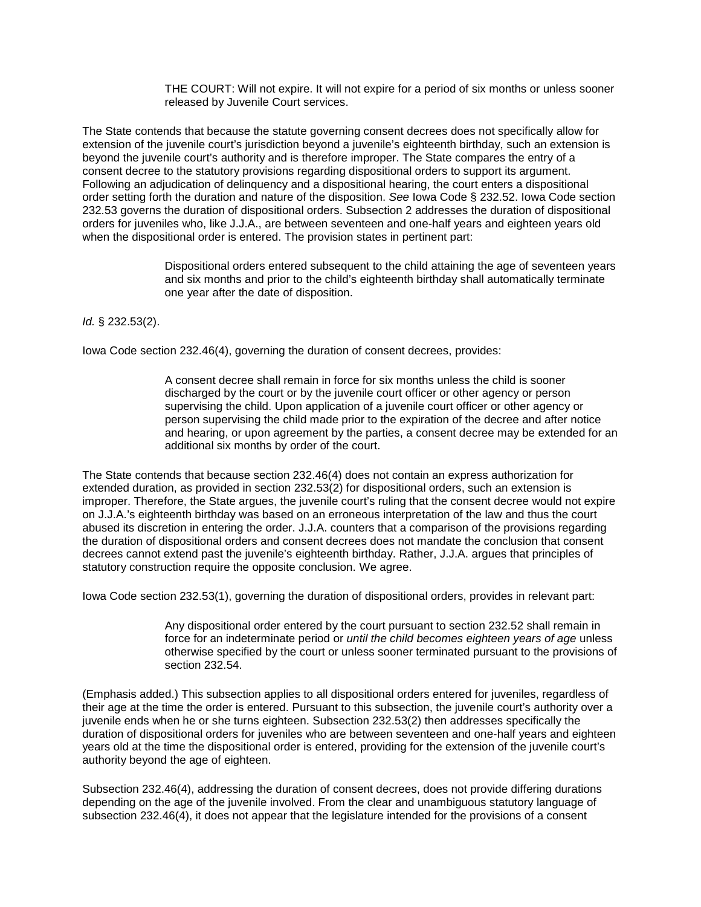> THE COURT: Will not expire. It will not expire for a period of six months or unless sooner released by Juvenile Court services.

The State contends that because the statute governing consent decrees does not specifically allow for extension of the juvenile court's jurisdiction beyond a juvenile's eighteenth birthday, such an extension is beyond the juvenile court's authority and is therefore improper. The State compares the entry of a consent decree to the statutory provisions regarding dispositional orders to support its argument. Following an adjudication of delinquency and a dispositional hearing, the court enters a dispositional order setting forth the duration and nature of the disposition. *See* Iowa Code § 232.52. Iowa Code section 232.53 governs the duration of dispositional orders. Subsection 2 addresses the duration of dispositional orders for juveniles who, like J.J.A., are between seventeen and one-half years and eighteen years old when the dispositional order is entered. The provision states in pertinent part:

> Dispositional orders entered subsequent to the child attaining the age of seventeen years and six months and prior to the child's eighteenth birthday shall automatically terminate one year after the date of disposition.

*Id.* § 232.53(2).

Iowa Code section 232.46(4), governing the duration of consent decrees, provides:

> A consent decree shall remain in force for six months unless the child is sooner discharged by the court or by the juvenile court officer or other agency or person supervising the child. Upon application of a juvenile court officer or other agency or person supervising the child made prior to the expiration of the decree and after notice and hearing, or upon agreement by the parties, a consent decree may be extended for an additional six months by order of the court.

The State contends that because section 232.46(4) does not contain an express authorization for extended duration, as provided in section 232.53(2) for dispositional orders, such an extension is improper. Therefore, the State argues, the juvenile court's ruling that the consent decree would not expire on J.J.A.'s eighteenth birthday was based on an erroneous interpretation of the law and thus the court abused its discretion in entering the order. J.J.A. counters that a comparison of the provisions regarding the duration of dispositional orders and consent decrees does not mandate the conclusion that consent decrees cannot extend past the juvenile's eighteenth birthday. Rather, J.J.A. argues that principles of statutory construction require the opposite conclusion. We agree.

Iowa Code section 232.53(1), governing the duration of dispositional orders, provides in relevant part:

> Any dispositional order entered by the court pursuant to section 232.52 shall remain in force for an indeterminate period or *until the child becomes eighteen years of age* unless otherwise specified by the court or unless sooner terminated pursuant to the provisions of section 232.54.

(Emphasis added.) This subsection applies to all dispositional orders entered for juveniles, regardless of their age at the time the order is entered. Pursuant to this subsection, the juvenile court's authority over a juvenile ends when he or she turns eighteen. Subsection 232.53(2) then addresses specifically the duration of dispositional orders for juveniles who are between seventeen and one-half years and eighteen years old at the time the dispositional order is entered, providing for the extension of the juvenile court's authority beyond the age of eighteen.

Subsection 232.46(4), addressing the duration of consent decrees, does not provide differing durations depending on the age of the juvenile involved. From the clear and unambiguous statutory language of subsection 232.46(4), it does not appear that the legislature intended for the provisions of a consent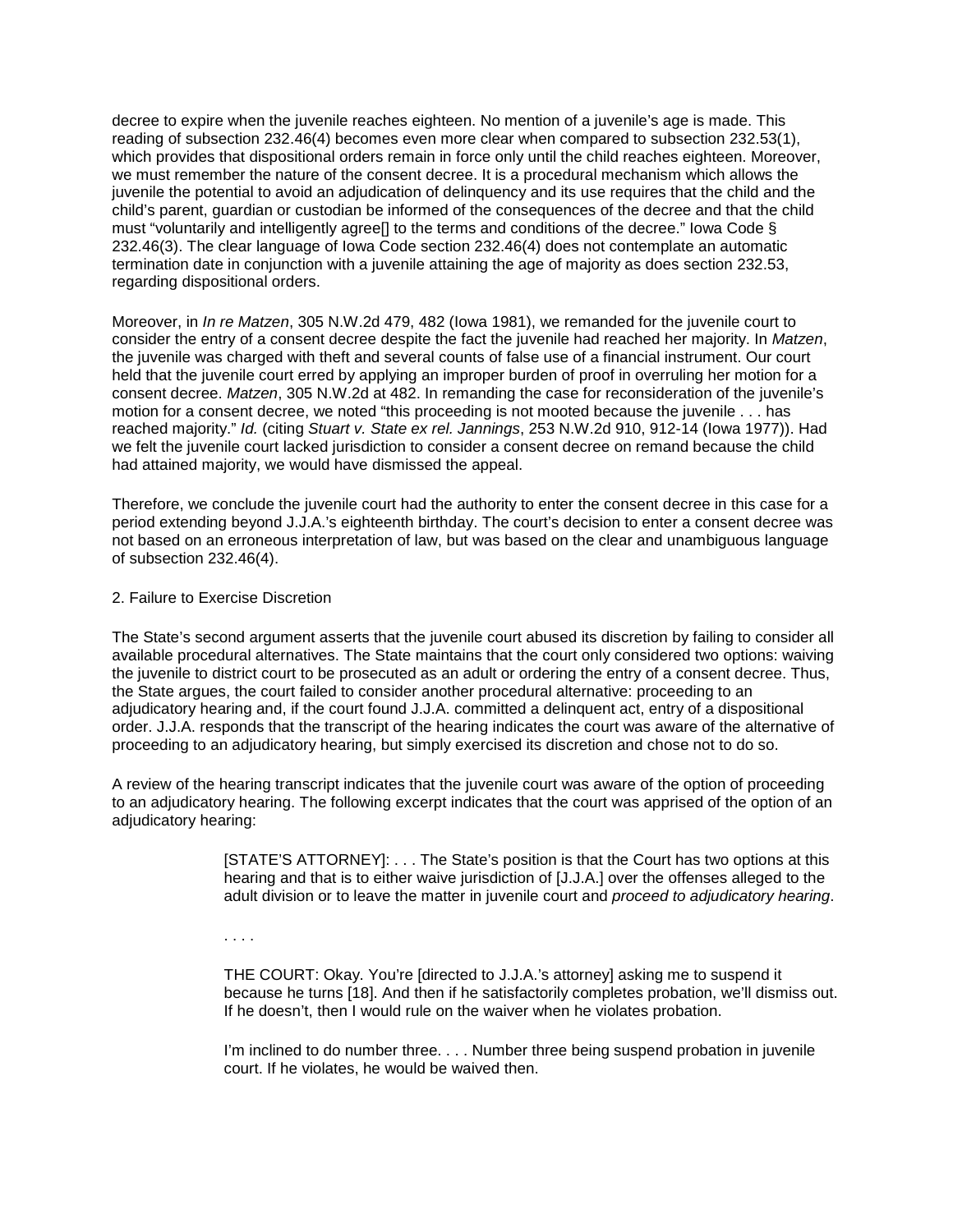decree to expire when the juvenile reaches eighteen. No mention of a juvenile's age is made. This reading of subsection 232.46(4) becomes even more clear when compared to subsection 232.53(1), which provides that dispositional orders remain in force only until the child reaches eighteen. Moreover, we must remember the nature of the consent decree. It is a procedural mechanism which allows the juvenile the potential to avoid an adjudication of delinquency and its use requires that the child and the child's parent, guardian or custodian be informed of the consequences of the decree and that the child must "voluntarily and intelligently agree[] to the terms and conditions of the decree." Iowa Code § 232.46(3). The clear language of Iowa Code section 232.46(4) does not contemplate an automatic termination date in conjunction with a juvenile attaining the age of majority as does section 232.53, regarding dispositional orders.

Moreover, in *In re Matzen*, 305 N.W.2d 479, 482 (Iowa 1981), we remanded for the juvenile court to consider the entry of a consent decree despite the fact the juvenile had reached her majority. In *Matzen*, the juvenile was charged with theft and several counts of false use of a financial instrument. Our court held that the juvenile court erred by applying an improper burden of proof in overruling her motion for a consent decree. *Matzen*, 305 N.W.2d at 482. In remanding the case for reconsideration of the juvenile's motion for a consent decree, we noted "this proceeding is not mooted because the juvenile . . . has reached majority." *Id.* (citing *Stuart v. State ex rel. Jannings*, 253 N.W.2d 910, 912-14 (Iowa 1977)). Had we felt the juvenile court lacked jurisdiction to consider a consent decree on remand because the child had attained majority, we would have dismissed the appeal.

Therefore, we conclude the juvenile court had the authority to enter the consent decree in this case for a period extending beyond J.J.A.'s eighteenth birthday. The court's decision to enter a consent decree was not based on an erroneous interpretation of law, but was based on the clear and unambiguous language of subsection 232.46(4).

2. Failure to Exercise Discretion

The State's second argument asserts that the juvenile court abused its discretion by failing to consider all available procedural alternatives. The State maintains that the court only considered two options: waiving the juvenile to district court to be prosecuted as an adult or ordering the entry of a consent decree. Thus, the State argues, the court failed to consider another procedural alternative: proceeding to an adjudicatory hearing and, if the court found J.J.A. committed a delinquent act, entry of a dispositional order. J.J.A. responds that the transcript of the hearing indicates the court was aware of the alternative of proceeding to an adjudicatory hearing, but simply exercised its discretion and chose not to do so.

A review of the hearing transcript indicates that the juvenile court was aware of the option of proceeding to an adjudicatory hearing. The following excerpt indicates that the court was apprised of the option of an adjudicatory hearing:

> [STATE'S ATTORNEY]: . . . The State's position is that the Court has two options at this hearing and that is to either waive jurisdiction of [J.J.A.] over the offenses alleged to the adult division or to leave the matter in juvenile court and *proceed to adjudicatory hearing*.
>
> . . . .
>
> THE COURT: Okay. You're [directed to J.J.A.'s attorney] asking me to suspend it because he turns [18]. And then if he satisfactorily completes probation, we'll dismiss out. If he doesn't, then I would rule on the waiver when he violates probation.
>
> I'm inclined to do number three. . . . Number three being suspend probation in juvenile court. If he violates, he would be waived then.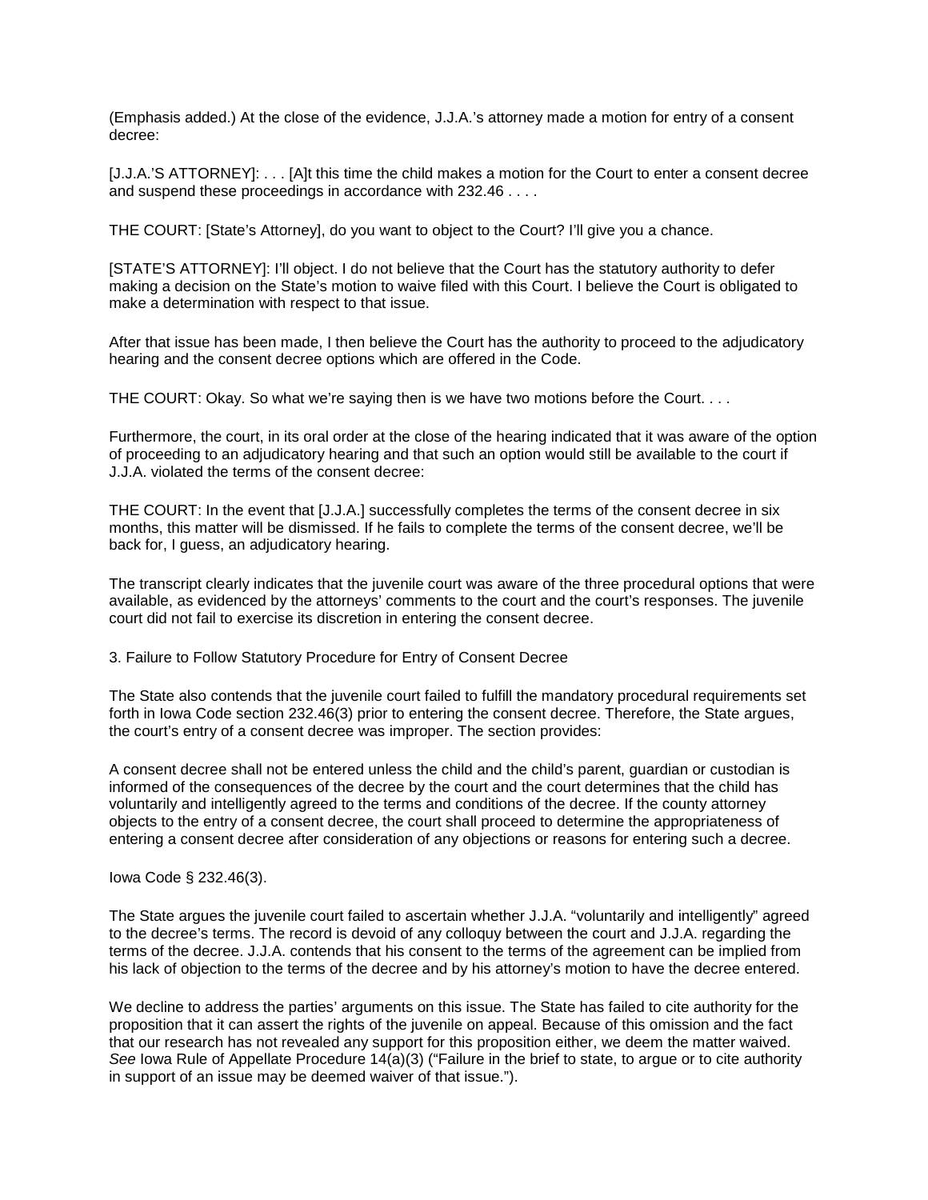(Emphasis added.) At the close of the evidence, J.J.A.'s attorney made a motion for entry of a consent decree:

[J.J.A.'S ATTORNEY]: . . . [A]t this time the child makes a motion for the Court to enter a consent decree and suspend these proceedings in accordance with 232.46 . . . .

THE COURT: [State's Attorney], do you want to object to the Court? I'll give you a chance.

[STATE'S ATTORNEY]: I'll object. I do not believe that the Court has the statutory authority to defer making a decision on the State's motion to waive filed with this Court. I believe the Court is obligated to make a determination with respect to that issue.

After that issue has been made, I then believe the Court has the authority to proceed to the adjudicatory hearing and the consent decree options which are offered in the Code.

THE COURT: Okay. So what we're saying then is we have two motions before the Court. . . .

Furthermore, the court, in its oral order at the close of the hearing indicated that it was aware of the option of proceeding to an adjudicatory hearing and that such an option would still be available to the court if J.J.A. violated the terms of the consent decree:

THE COURT: In the event that [J.J.A.] successfully completes the terms of the consent decree in six months, this matter will be dismissed. If he fails to complete the terms of the consent decree, we'll be back for, I guess, an adjudicatory hearing.

The transcript clearly indicates that the juvenile court was aware of the three procedural options that were available, as evidenced by the attorneys' comments to the court and the court's responses. The juvenile court did not fail to exercise its discretion in entering the consent decree.

3. Failure to Follow Statutory Procedure for Entry of Consent Decree

The State also contends that the juvenile court failed to fulfill the mandatory procedural requirements set forth in Iowa Code section 232.46(3) prior to entering the consent decree. Therefore, the State argues, the court's entry of a consent decree was improper. The section provides:

A consent decree shall not be entered unless the child and the child's parent, guardian or custodian is informed of the consequences of the decree by the court and the court determines that the child has voluntarily and intelligently agreed to the terms and conditions of the decree. If the county attorney objects to the entry of a consent decree, the court shall proceed to determine the appropriateness of entering a consent decree after consideration of any objections or reasons for entering such a decree.

Iowa Code § 232.46(3).

The State argues the juvenile court failed to ascertain whether J.J.A. "voluntarily and intelligently" agreed to the decree's terms. The record is devoid of any colloquy between the court and J.J.A. regarding the terms of the decree. J.J.A. contends that his consent to the terms of the agreement can be implied from his lack of objection to the terms of the decree and by his attorney's motion to have the decree entered.

We decline to address the parties' arguments on this issue. The State has failed to cite authority for the proposition that it can assert the rights of the juvenile on appeal. Because of this omission and the fact that our research has not revealed any support for this proposition either, we deem the matter waived. *See* Iowa Rule of Appellate Procedure 14(a)(3) ("Failure in the brief to state, to argue or to cite authority in support of an issue may be deemed waiver of that issue.").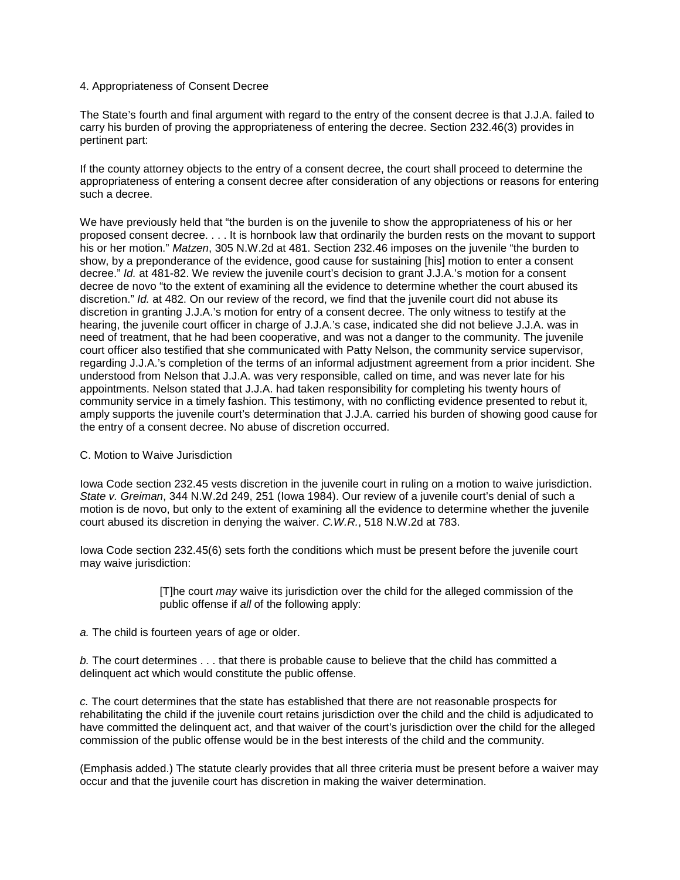### 4. Appropriateness of Consent Decree

The State's fourth and final argument with regard to the entry of the consent decree is that J.J.A. failed to carry his burden of proving the appropriateness of entering the decree. Section 232.46(3) provides in pertinent part:

If the county attorney objects to the entry of a consent decree, the court shall proceed to determine the appropriateness of entering a consent decree after consideration of any objections or reasons for entering such a decree.

We have previously held that "the burden is on the juvenile to show the appropriateness of his or her proposed consent decree. . . . It is hornbook law that ordinarily the burden rests on the movant to support his or her motion." *Matzen*, 305 N.W.2d at 481. Section 232.46 imposes on the juvenile "the burden to show, by a preponderance of the evidence, good cause for sustaining [his] motion to enter a consent decree." *Id.* at 481-82. We review the juvenile court's decision to grant J.J.A.'s motion for a consent decree de novo "to the extent of examining all the evidence to determine whether the court abused its discretion." *Id.* at 482. On our review of the record, we find that the juvenile court did not abuse its discretion in granting J.J.A.'s motion for entry of a consent decree. The only witness to testify at the hearing, the juvenile court officer in charge of J.J.A.'s case, indicated she did not believe J.J.A. was in need of treatment, that he had been cooperative, and was not a danger to the community. The juvenile court officer also testified that she communicated with Patty Nelson, the community service supervisor, regarding J.J.A.'s completion of the terms of an informal adjustment agreement from a prior incident. She understood from Nelson that J.J.A. was very responsible, called on time, and was never late for his appointments. Nelson stated that J.J.A. had taken responsibility for completing his twenty hours of community service in a timely fashion. This testimony, with no conflicting evidence presented to rebut it, amply supports the juvenile court's determination that J.J.A. carried his burden of showing good cause for the entry of a consent decree. No abuse of discretion occurred.

## C. Motion to Waive Jurisdiction

Iowa Code section 232.45 vests discretion in the juvenile court in ruling on a motion to waive jurisdiction. *State v. Greiman*, 344 N.W.2d 249, 251 (Iowa 1984). Our review of a juvenile court's denial of such a motion is de novo, but only to the extent of examining all the evidence to determine whether the juvenile court abused its discretion in denying the waiver. *C.W.R.*, 518 N.W.2d at 783.

Iowa Code section 232.45(6) sets forth the conditions which must be present before the juvenile court may waive jurisdiction:

> [T]he court *may* waive its jurisdiction over the child for the alleged commission of the public offense if *all* of the following apply:

*a.* The child is fourteen years of age or older.

*b.* The court determines . . . that there is probable cause to believe that the child has committed a delinquent act which would constitute the public offense.

*c.* The court determines that the state has established that there are not reasonable prospects for rehabilitating the child if the juvenile court retains jurisdiction over the child and the child is adjudicated to have committed the delinquent act, and that waiver of the court's jurisdiction over the child for the alleged commission of the public offense would be in the best interests of the child and the community.

(Emphasis added.) The statute clearly provides that all three criteria must be present before a waiver may occur and that the juvenile court has discretion in making the waiver determination.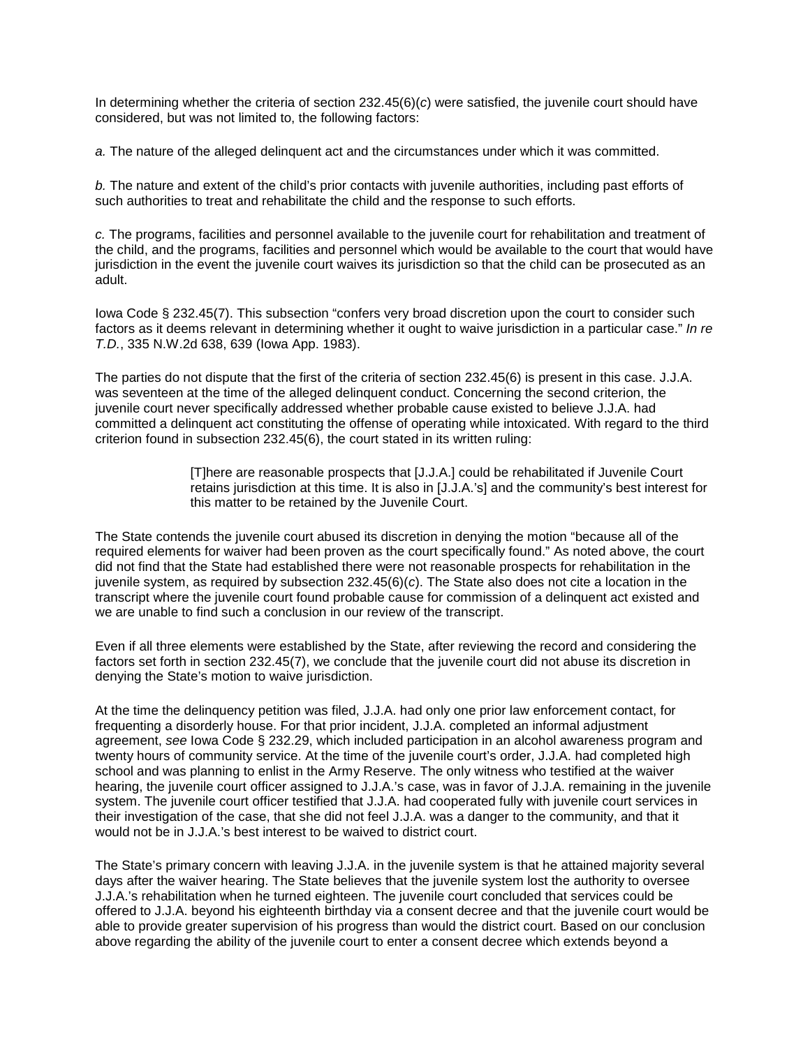In determining whether the criteria of section 232.45(6)(*c*) were satisfied, the juvenile court should have considered, but was not limited to, the following factors:

*a.* The nature of the alleged delinquent act and the circumstances under which it was committed.

*b.* The nature and extent of the child's prior contacts with juvenile authorities, including past efforts of such authorities to treat and rehabilitate the child and the response to such efforts.

*c.* The programs, facilities and personnel available to the juvenile court for rehabilitation and treatment of the child, and the programs, facilities and personnel which would be available to the court that would have jurisdiction in the event the juvenile court waives its jurisdiction so that the child can be prosecuted as an adult.

Iowa Code § 232.45(7). This subsection "confers very broad discretion upon the court to consider such factors as it deems relevant in determining whether it ought to waive jurisdiction in a particular case." *In re T.D.*, 335 N.W.2d 638, 639 (Iowa App. 1983).

The parties do not dispute that the first of the criteria of section 232.45(6) is present in this case. J.J.A. was seventeen at the time of the alleged delinquent conduct. Concerning the second criterion, the juvenile court never specifically addressed whether probable cause existed to believe J.J.A. had committed a delinquent act constituting the offense of operating while intoxicated. With regard to the third criterion found in subsection 232.45(6), the court stated in its written ruling:

> [T]here are reasonable prospects that [J.J.A.] could be rehabilitated if Juvenile Court retains jurisdiction at this time. It is also in [J.J.A.'s] and the community's best interest for this matter to be retained by the Juvenile Court.

The State contends the juvenile court abused its discretion in denying the motion "because all of the required elements for waiver had been proven as the court specifically found." As noted above, the court did not find that the State had established there were not reasonable prospects for rehabilitation in the juvenile system, as required by subsection 232.45(6)(*c*). The State also does not cite a location in the transcript where the juvenile court found probable cause for commission of a delinquent act existed and we are unable to find such a conclusion in our review of the transcript.

Even if all three elements were established by the State, after reviewing the record and considering the factors set forth in section 232.45(7), we conclude that the juvenile court did not abuse its discretion in denying the State's motion to waive jurisdiction.

At the time the delinquency petition was filed, J.J.A. had only one prior law enforcement contact, for frequenting a disorderly house. For that prior incident, J.J.A. completed an informal adjustment agreement, *see* Iowa Code § 232.29, which included participation in an alcohol awareness program and twenty hours of community service. At the time of the juvenile court's order, J.J.A. had completed high school and was planning to enlist in the Army Reserve. The only witness who testified at the waiver hearing, the juvenile court officer assigned to J.J.A.'s case, was in favor of J.J.A. remaining in the juvenile system. The juvenile court officer testified that J.J.A. had cooperated fully with juvenile court services in their investigation of the case, that she did not feel J.J.A. was a danger to the community, and that it would not be in J.J.A.'s best interest to be waived to district court.

The State's primary concern with leaving J.J.A. in the juvenile system is that he attained majority several days after the waiver hearing. The State believes that the juvenile system lost the authority to oversee J.J.A.'s rehabilitation when he turned eighteen. The juvenile court concluded that services could be offered to J.J.A. beyond his eighteenth birthday via a consent decree and that the juvenile court would be able to provide greater supervision of his progress than would the district court. Based on our conclusion above regarding the ability of the juvenile court to enter a consent decree which extends beyond a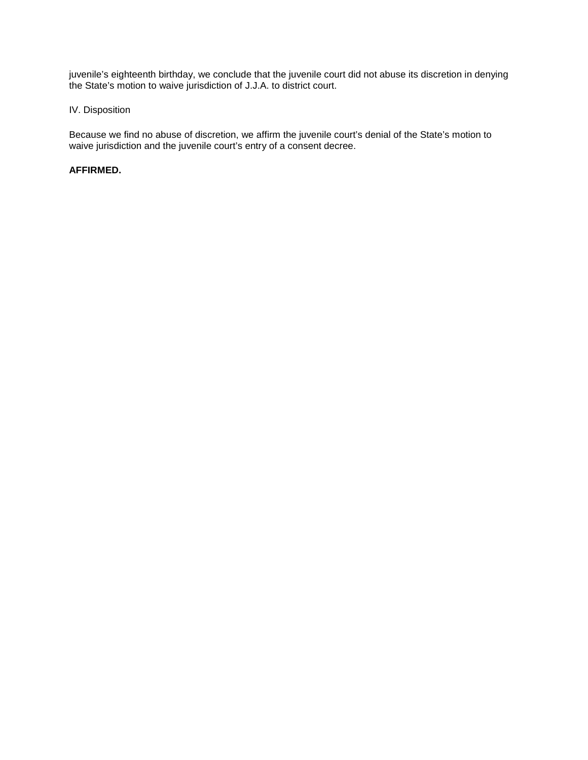juvenile's eighteenth birthday, we conclude that the juvenile court did not abuse its discretion in denying the State's motion to waive jurisdiction of J.J.A. to district court.

## IV. Disposition

Because we find no abuse of discretion, we affirm the juvenile court's denial of the State's motion to waive jurisdiction and the juvenile court's entry of a consent decree.

**AFFIRMED.**